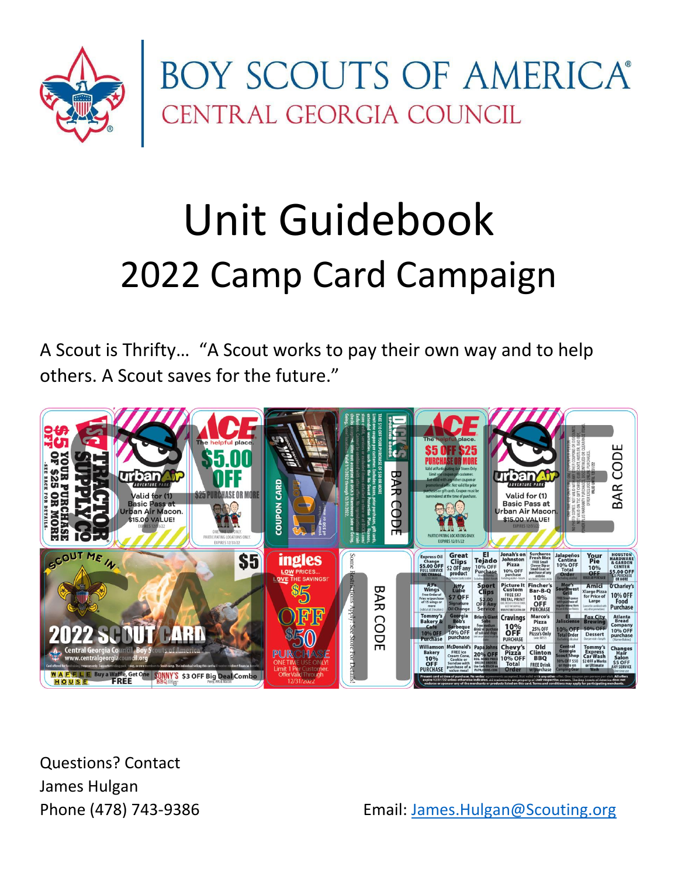BOY SCOUTS OF AMERICA®

CENTRAL GEORGIA COUNCIL

# Unit Guidebook
# 2022 Camp Card Campaign

A Scout is Thrifty… "A Scout works to pay their own way and to help others. A Scout saves for the future."

Questions? Contact
James Hulgan
Phone (478) 743-9386

Email: James.Hulgan@Scouting.org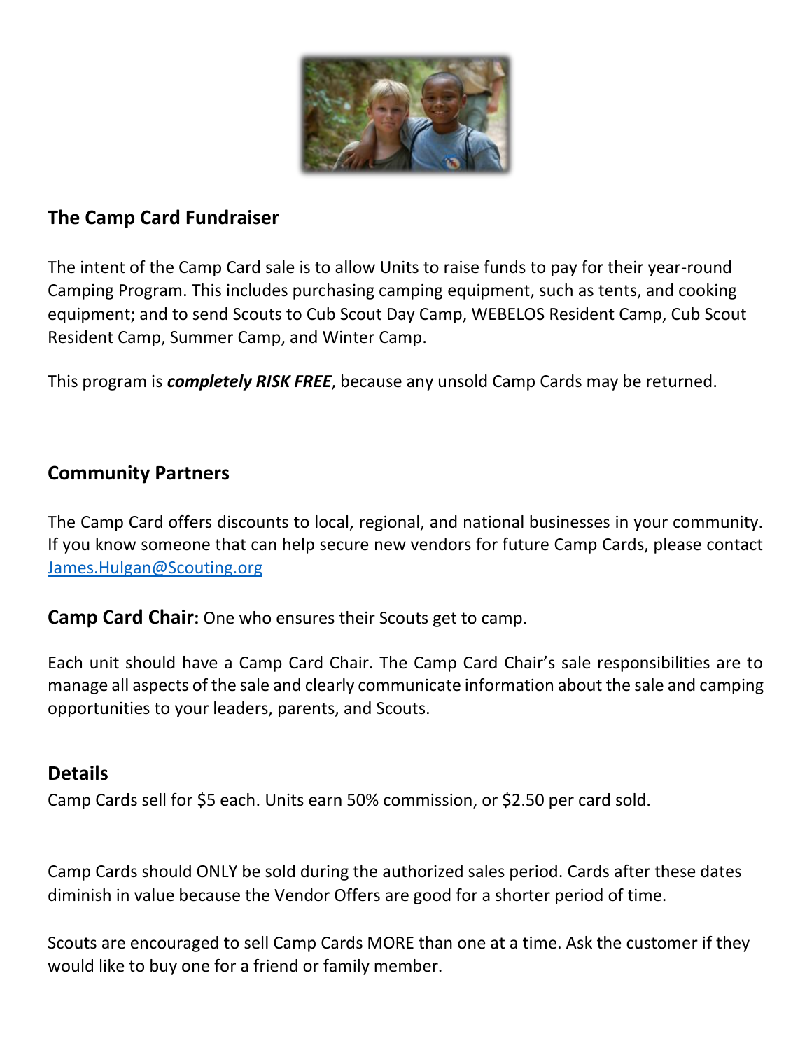## The Camp Card Fundraiser

The intent of the Camp Card sale is to allow Units to raise funds to pay for their year-round Camping Program. This includes purchasing camping equipment, such as tents, and cooking equipment; and to send Scouts to Cub Scout Day Camp, WEBELOS Resident Camp, Cub Scout Resident Camp, Summer Camp, and Winter Camp.

This program is ***completely RISK FREE***, because any unsold Camp Cards may be returned.

## Community Partners

The Camp Card offers discounts to local, regional, and national businesses in your community. If you know someone that can help secure new vendors for future Camp Cards, please contact James.Hulgan@Scouting.org

**Camp Card Chair:** One who ensures their Scouts get to camp.

Each unit should have a Camp Card Chair. The Camp Card Chair's sale responsibilities are to manage all aspects of the sale and clearly communicate information about the sale and camping opportunities to your leaders, parents, and Scouts.

## Details

Camp Cards sell for $5 each. Units earn 50% commission, or $2.50 per card sold.

Camp Cards should ONLY be sold during the authorized sales period. Cards after these dates diminish in value because the Vendor Offers are good for a shorter period of time.

Scouts are encouraged to sell Camp Cards MORE than one at a time. Ask the customer if they would like to buy one for a friend or family member.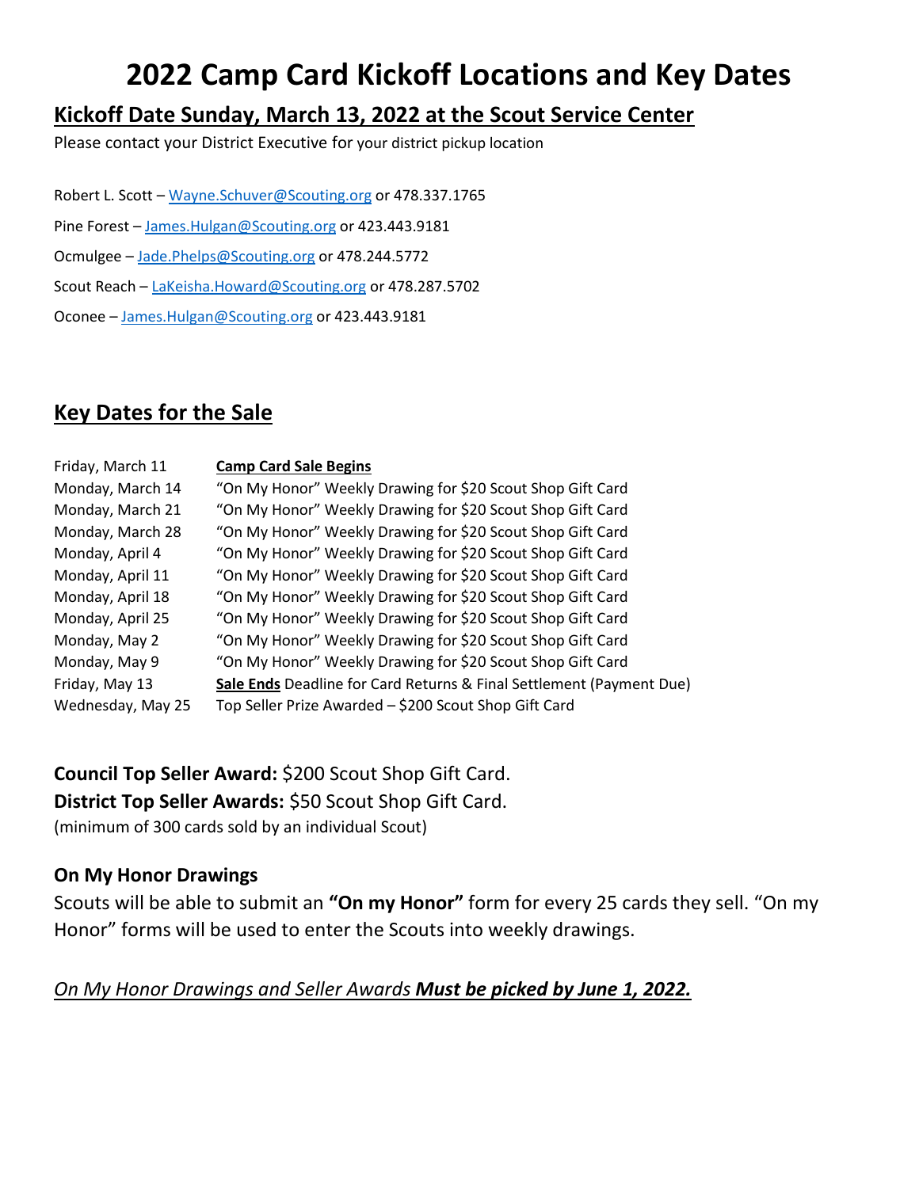# 2022 Camp Card Kickoff Locations and Key Dates

## Kickoff Date Sunday, March 13, 2022 at the Scout Service Center

Please contact your District Executive for your district pickup location

Robert L. Scott – Wayne.Schuver@Scouting.org or 478.337.1765

Pine Forest – James.Hulgan@Scouting.org or 423.443.9181

Ocmulgee – Jade.Phelps@Scouting.org or 478.244.5772

Scout Reach – LaKeisha.Howard@Scouting.org or 478.287.5702

Oconee – James.Hulgan@Scouting.org or 423.443.9181

## Key Dates for the Sale

| | |
|---|---|
| Friday, March 11 | **Camp Card Sale Begins** |
| Monday, March 14 | "On My Honor" Weekly Drawing for $20 Scout Shop Gift Card |
| Monday, March 21 | "On My Honor" Weekly Drawing for $20 Scout Shop Gift Card |
| Monday, March 28 | "On My Honor" Weekly Drawing for $20 Scout Shop Gift Card |
| Monday, April 4 | "On My Honor" Weekly Drawing for $20 Scout Shop Gift Card |
| Monday, April 11 | "On My Honor" Weekly Drawing for $20 Scout Shop Gift Card |
| Monday, April 18 | "On My Honor" Weekly Drawing for $20 Scout Shop Gift Card |
| Monday, April 25 | "On My Honor" Weekly Drawing for $20 Scout Shop Gift Card |
| Monday, May 2 | "On My Honor" Weekly Drawing for $20 Scout Shop Gift Card |
| Monday, May 9 | "On My Honor" Weekly Drawing for $20 Scout Shop Gift Card |
| Friday, May 13 | **Sale Ends** Deadline for Card Returns & Final Settlement (Payment Due) |
| Wednesday, May 25 | Top Seller Prize Awarded – $200 Scout Shop Gift Card |

**Council Top Seller Award:** $200 Scout Shop Gift Card.
**District Top Seller Awards:** $50 Scout Shop Gift Card.
(minimum of 300 cards sold by an individual Scout)

### On My Honor Drawings

Scouts will be able to submit an **"On my Honor"** form for every 25 cards they sell. "On my Honor" forms will be used to enter the Scouts into weekly drawings.

*On My Honor Drawings and Seller Awards* ***Must be picked by June 1, 2022.***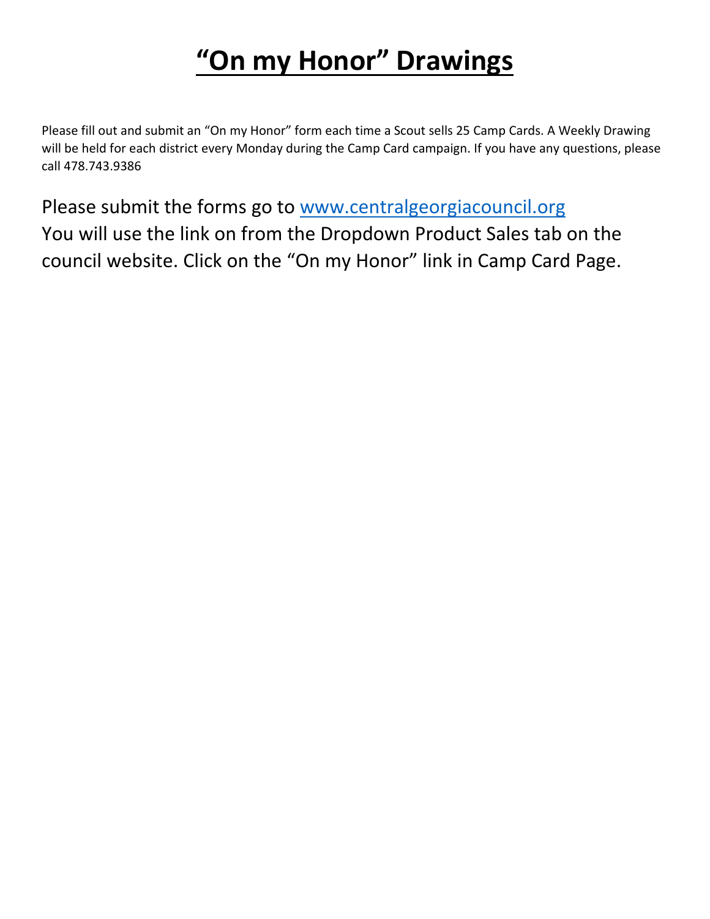# **“On my Honor” Drawings**

Please fill out and submit an “On my Honor” form each time a Scout sells 25 Camp Cards. A Weekly Drawing will be held for each district every Monday during the Camp Card campaign. If you have any questions, please call 478.743.9386

Please submit the forms go to [www.centralgeorgiacouncil.org](http://www.centralgeorgiacouncil.org)
You will use the link on from the Dropdown Product Sales tab on the council website. Click on the “On my Honor” link in Camp Card Page.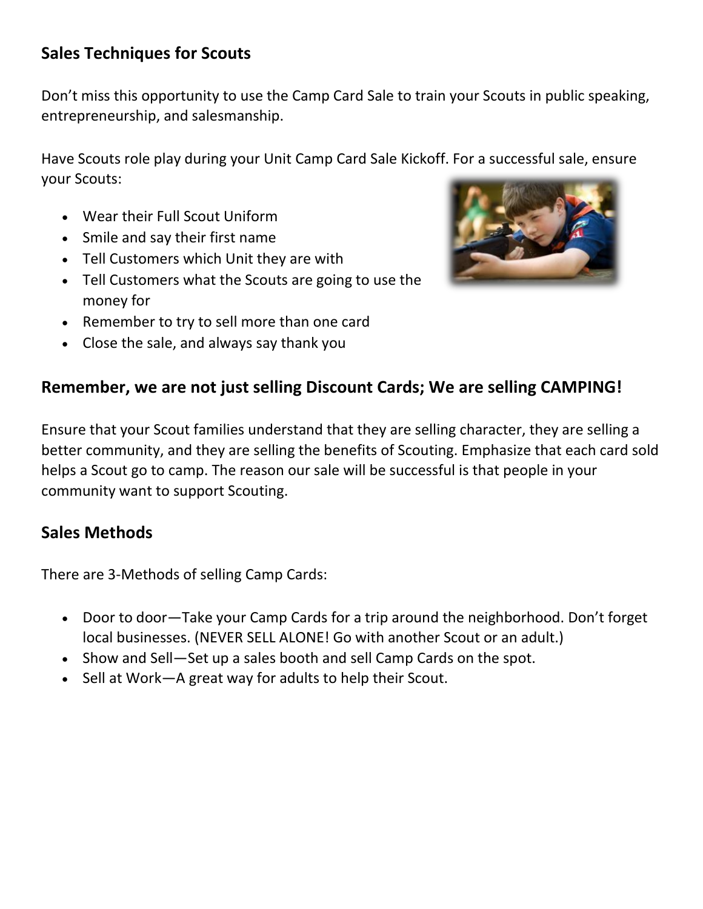## Sales Techniques for Scouts

Don't miss this opportunity to use the Camp Card Sale to train your Scouts in public speaking, entrepreneurship, and salesmanship.

Have Scouts role play during your Unit Camp Card Sale Kickoff. For a successful sale, ensure your Scouts:

- Wear their Full Scout Uniform
- Smile and say their first name
- Tell Customers which Unit they are with
- Tell Customers what the Scouts are going to use the money for
- Remember to try to sell more than one card
- Close the sale, and always say thank you

## Remember, we are not just selling Discount Cards; We are selling CAMPING!

Ensure that your Scout families understand that they are selling character, they are selling a better community, and they are selling the benefits of Scouting. Emphasize that each card sold helps a Scout go to camp. The reason our sale will be successful is that people in your community want to support Scouting.

## Sales Methods

There are 3-Methods of selling Camp Cards:

- Door to door—Take your Camp Cards for a trip around the neighborhood. Don't forget local businesses. (NEVER SELL ALONE! Go with another Scout or an adult.)
- Show and Sell—Set up a sales booth and sell Camp Cards on the spot.
- Sell at Work—A great way for adults to help their Scout.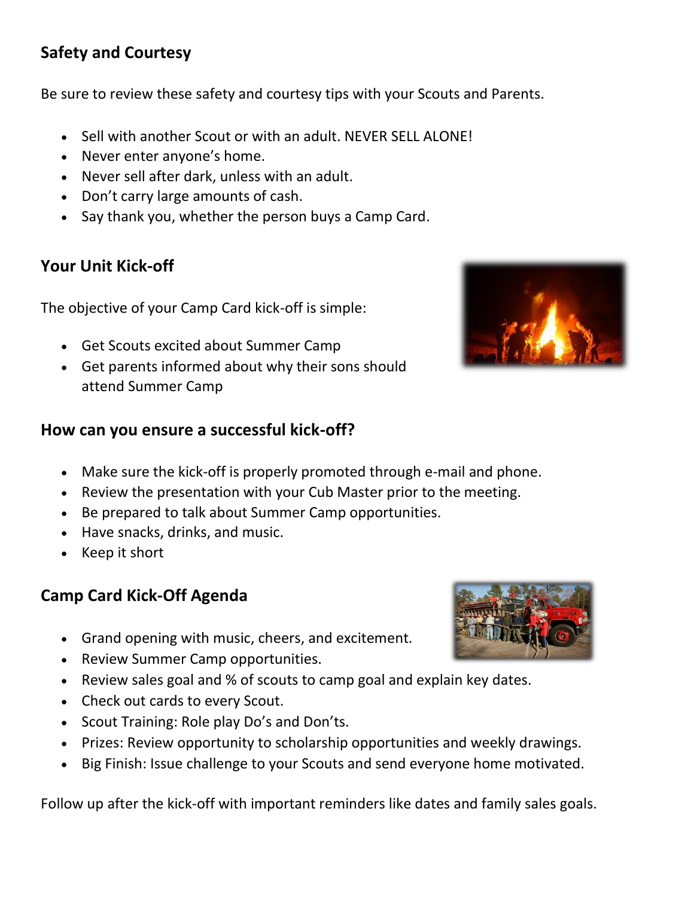## Safety and Courtesy

Be sure to review these safety and courtesy tips with your Scouts and Parents.

- Sell with another Scout or with an adult. NEVER SELL ALONE!
- Never enter anyone's home.
- Never sell after dark, unless with an adult.
- Don't carry large amounts of cash.
- Say thank you, whether the person buys a Camp Card.

## Your Unit Kick-off

The objective of your Camp Card kick-off is simple:

- Get Scouts excited about Summer Camp
- Get parents informed about why their sons should attend Summer Camp

## How can you ensure a successful kick-off?

- Make sure the kick-off is properly promoted through e-mail and phone.
- Review the presentation with your Cub Master prior to the meeting.
- Be prepared to talk about Summer Camp opportunities.
- Have snacks, drinks, and music.
- Keep it short

## Camp Card Kick-Off Agenda

- Grand opening with music, cheers, and excitement.
- Review Summer Camp opportunities.
- Review sales goal and % of scouts to camp goal and explain key dates.
- Check out cards to every Scout.
- Scout Training: Role play Do's and Don'ts.
- Prizes: Review opportunity to scholarship opportunities and weekly drawings.
- Big Finish: Issue challenge to your Scouts and send everyone home motivated.

Follow up after the kick-off with important reminders like dates and family sales goals.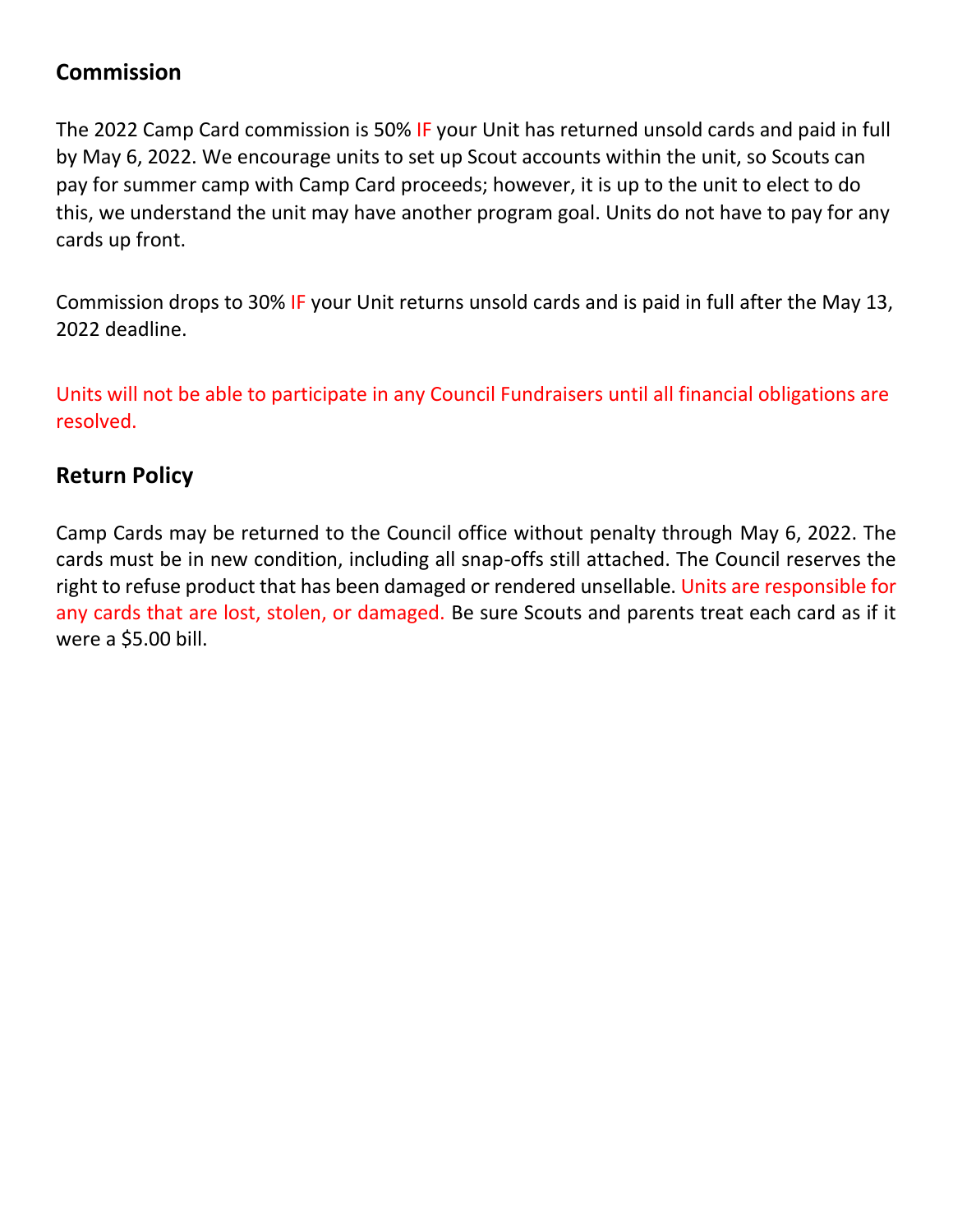## Commission

The 2022 Camp Card commission is 50% IF your Unit has returned unsold cards and paid in full by May 6, 2022. We encourage units to set up Scout accounts within the unit, so Scouts can pay for summer camp with Camp Card proceeds; however, it is up to the unit to elect to do this, we understand the unit may have another program goal. Units do not have to pay for any cards up front.

Commission drops to 30% IF your Unit returns unsold cards and is paid in full after the May 13, 2022 deadline.

Units will not be able to participate in any Council Fundraisers until all financial obligations are resolved.

## Return Policy

Camp Cards may be returned to the Council office without penalty through May 6, 2022. The cards must be in new condition, including all snap-offs still attached. The Council reserves the right to refuse product that has been damaged or rendered unsellable. Units are responsible for any cards that are lost, stolen, or damaged. Be sure Scouts and parents treat each card as if it were a $5.00 bill.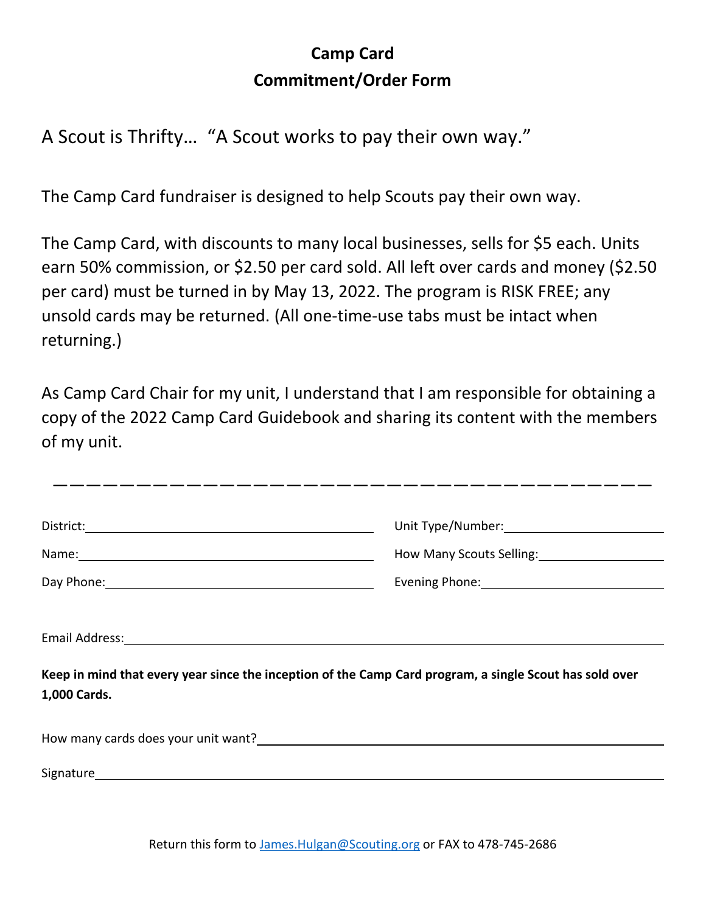# Camp Card
## Commitment/Order Form

A Scout is Thrifty… "A Scout works to pay their own way."

The Camp Card fundraiser is designed to help Scouts pay their own way.

The Camp Card, with discounts to many local businesses, sells for $5 each. Units earn 50% commission, or $2.50 per card sold. All left over cards and money ($2.50 per card) must be turned in by May 13, 2022. The program is RISK FREE; any unsold cards may be returned. (All one-time-use tabs must be intact when returning.)

As Camp Card Chair for my unit, I understand that I am responsible for obtaining a copy of the 2022 Camp Card Guidebook and sharing its content with the members of my unit.

---

District: ____________________ Unit Type/Number: ____________________

Name: ____________________ How Many Scouts Selling: ____________________

Day Phone: ____________________ Evening Phone: ____________________

Email Address: ________________________________________

**Keep in mind that every year since the inception of the Camp Card program, a single Scout has sold over 1,000 Cards.**

How many cards does your unit want? ________________________________________

Signature ________________________________________

Return this form to James.Hulgan@Scouting.org or FAX to 478-745-2686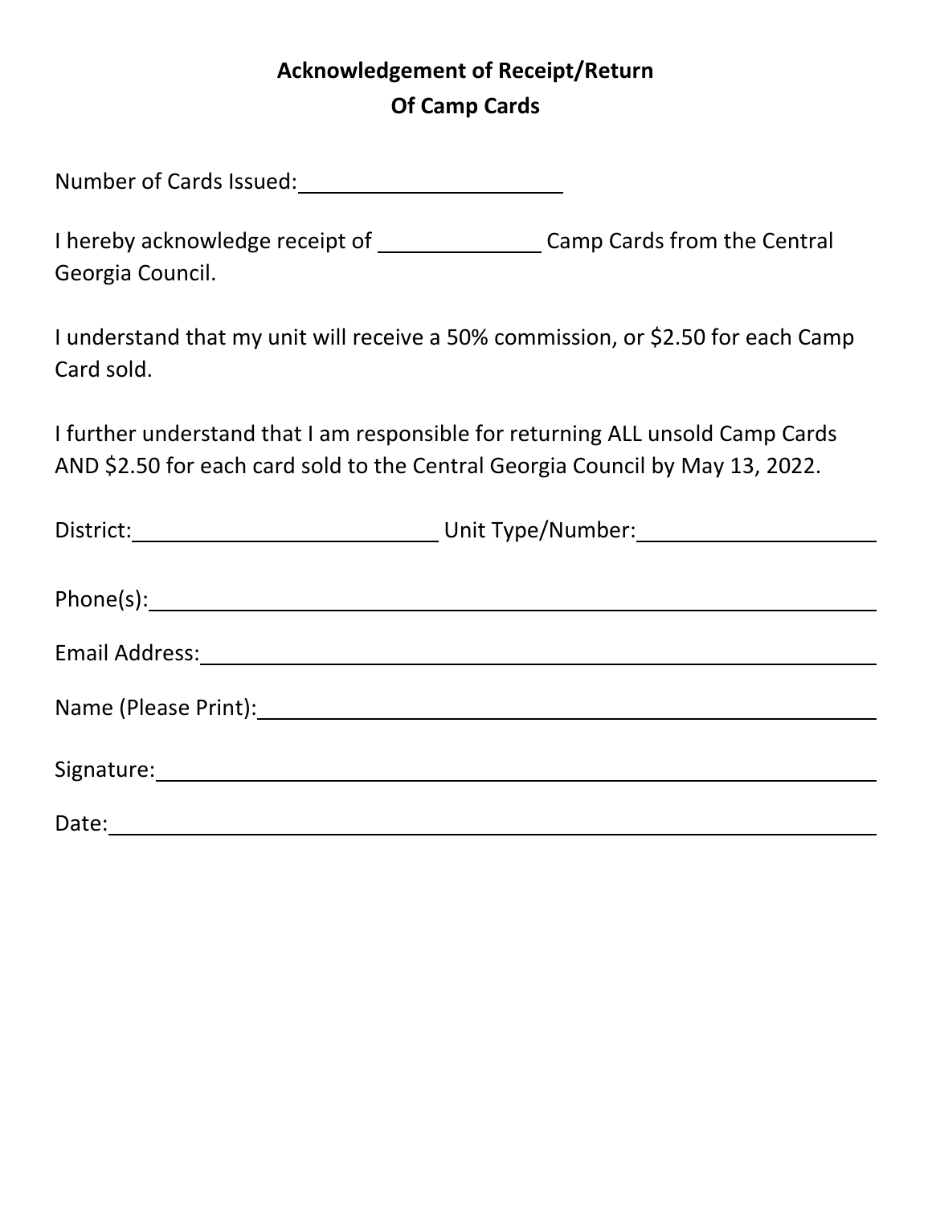# Acknowledgement of Receipt/Return Of Camp Cards

Number of Cards Issued:______________________

I hereby acknowledge receipt of ______________ Camp Cards from the Central Georgia Council.

I understand that my unit will receive a 50% commission, or $2.50 for each Camp Card sold.

I further understand that I am responsible for returning ALL unsold Camp Cards AND $2.50 for each card sold to the Central Georgia Council by May 13, 2022.

District:__________________________ Unit Type/Number:____________________

Phone(s):______________________________________________________________

Email Address:__________________________________________________________

Name (Please Print):_____________________________________________________

Signature:_____________________________________________________________

Date:_________________________________________________________________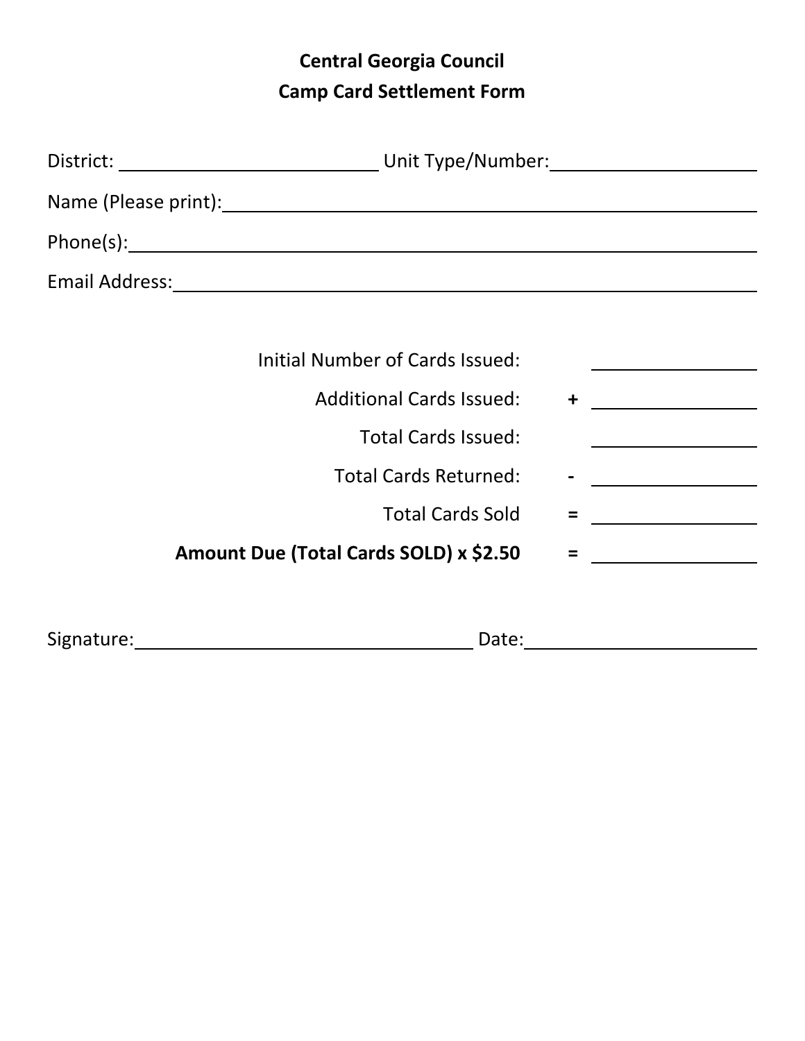# Central Georgia Council
## Camp Card Settlement Form

District: ______________________ Unit Type/Number: ______________________

Name (Please print): ______________________________________________

Phone(s): ______________________________________________

Email Address: ______________________________________________

| | | |
|---|---|---|
| Initial Number of Cards Issued: | | ____________ |
| Additional Cards Issued: | + | ____________ |
| Total Cards Issued: | | ____________ |
| Total Cards Returned: | - | ____________ |
| Total Cards Sold | = | ____________ |
| **Amount Due (Total Cards SOLD) x $2.50** | = | ____________ |

Signature: ______________________________ Date: ______________________